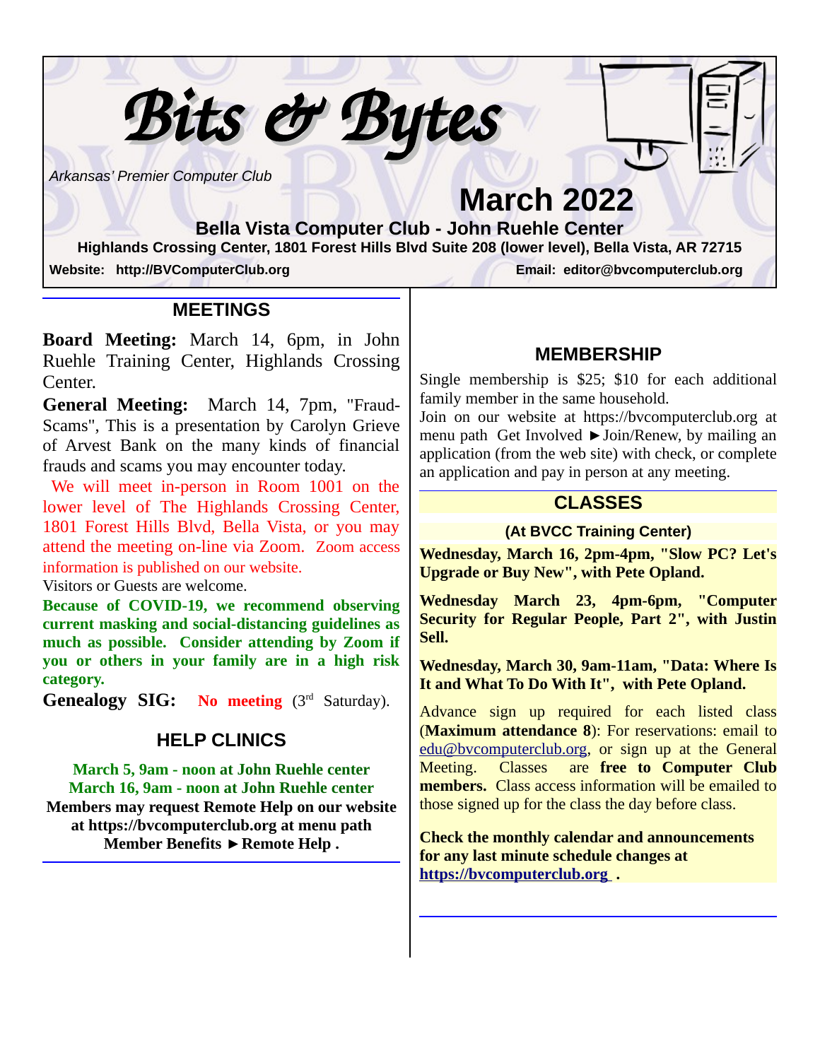# Bits & Bytes

*Arkansas' Premier Computer Club*

## March 2022

**Bella Vista Computer Club - John Ruehle Center**

**Highlands Crossing Center, 1801 Forest Hills Blvd Suite 208 (lower level), Bella Vista, AR 72715**

**Website: http://BVComputerClub.org** **Email: editor@bvcomputerclub.org**

## MEETINGS

**Board Meeting:** March 14, 6pm, in John Ruehle Training Center, Highlands Crossing Center.

**General Meeting:** March 14, 7pm, "Fraud-Scams", This is a presentation by Carolyn Grieve of Arvest Bank on the many kinds of financial frauds and scams you may encounter today.

We will meet in-person in Room 1001 on the lower level of The Highlands Crossing Center, 1801 Forest Hills Blvd, Bella Vista, or you may attend the meeting on-line via Zoom. Zoom access information is published on our website.

Visitors or Guests are welcome.

**Because of COVID-19, we recommend observing current masking and social-distancing guidelines as much as possible. Consider attending by Zoom if you or others in your family are in a high risk category.**

**Genealogy SIG:** **No meeting** (3rd Saturday).

## HELP CLINICS

**March 5, 9am - noon at John Ruehle center**
**March 16, 9am - noon at John Ruehle center**
**Members may request Remote Help on our website at https://bvcomputerclub.org at menu path Member Benefits ►Remote Help .**

## MEMBERSHIP

Single membership is $25; $10 for each additional family member in the same household.

Join on our website at https://bvcomputerclub.org at menu path Get Involved ►Join/Renew, by mailing an application (from the web site) with check, or complete an application and pay in person at any meeting.

## CLASSES

**(At BVCC Training Center)**

**Wednesday, March 16, 2pm-4pm, "Slow PC? Let's Upgrade or Buy New", with Pete Opland.**

**Wednesday March 23, 4pm-6pm, "Computer Security for Regular People, Part 2", with Justin Sell.**

**Wednesday, March 30, 9am-11am, "Data: Where Is It and What To Do With It", with Pete Opland.**

Advance sign up required for each listed class (**Maximum attendance 8**): For reservations: email to edu@bvcomputerclub.org, or sign up at the General Meeting. Classes are **free to Computer Club members.** Class access information will be emailed to those signed up for the class the day before class.

**Check the monthly calendar and announcements for any last minute schedule changes at https://bvcomputerclub.org .**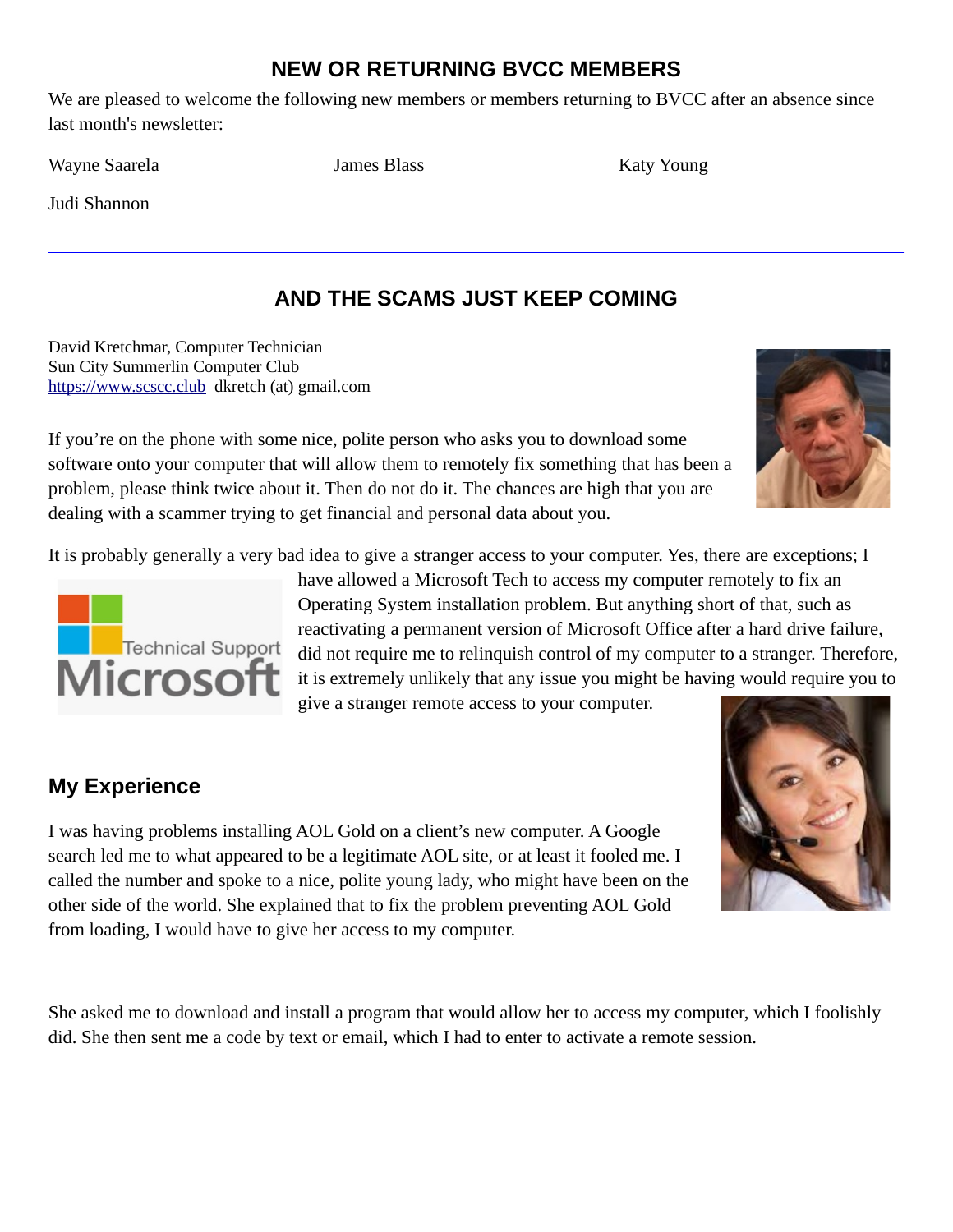## NEW OR RETURNING BVCC MEMBERS

We are pleased to welcome the following new members or members returning to BVCC after an absence since last month's newsletter:

Wayne Saarela

James Blass

Katy Young

Judi Shannon

---

## AND THE SCAMS JUST KEEP COMING

David Kretchmar, Computer Technician
Sun City Summerlin Computer Club
https://www.scscc.club dkretch (at) gmail.com

If you're on the phone with some nice, polite person who asks you to download some software onto your computer that will allow them to remotely fix something that has been a problem, please think twice about it. Then do not do it. The chances are high that you are dealing with a scammer trying to get financial and personal data about you.

It is probably generally a very bad idea to give a stranger access to your computer. Yes, there are exceptions; I have allowed a Microsoft Tech to access my computer remotely to fix an Operating System installation problem. But anything short of that, such as reactivating a permanent version of Microsoft Office after a hard drive failure, did not require me to relinquish control of my computer to a stranger. Therefore, it is extremely unlikely that any issue you might be having would require you to give a stranger remote access to your computer.

### My Experience

I was having problems installing AOL Gold on a client's new computer. A Google search led me to what appeared to be a legitimate AOL site, or at least it fooled me. I called the number and spoke to a nice, polite young lady, who might have been on the other side of the world. She explained that to fix the problem preventing AOL Gold from loading, I would have to give her access to my computer.

She asked me to download and install a program that would allow her to access my computer, which I foolishly did. She then sent me a code by text or email, which I had to enter to activate a remote session.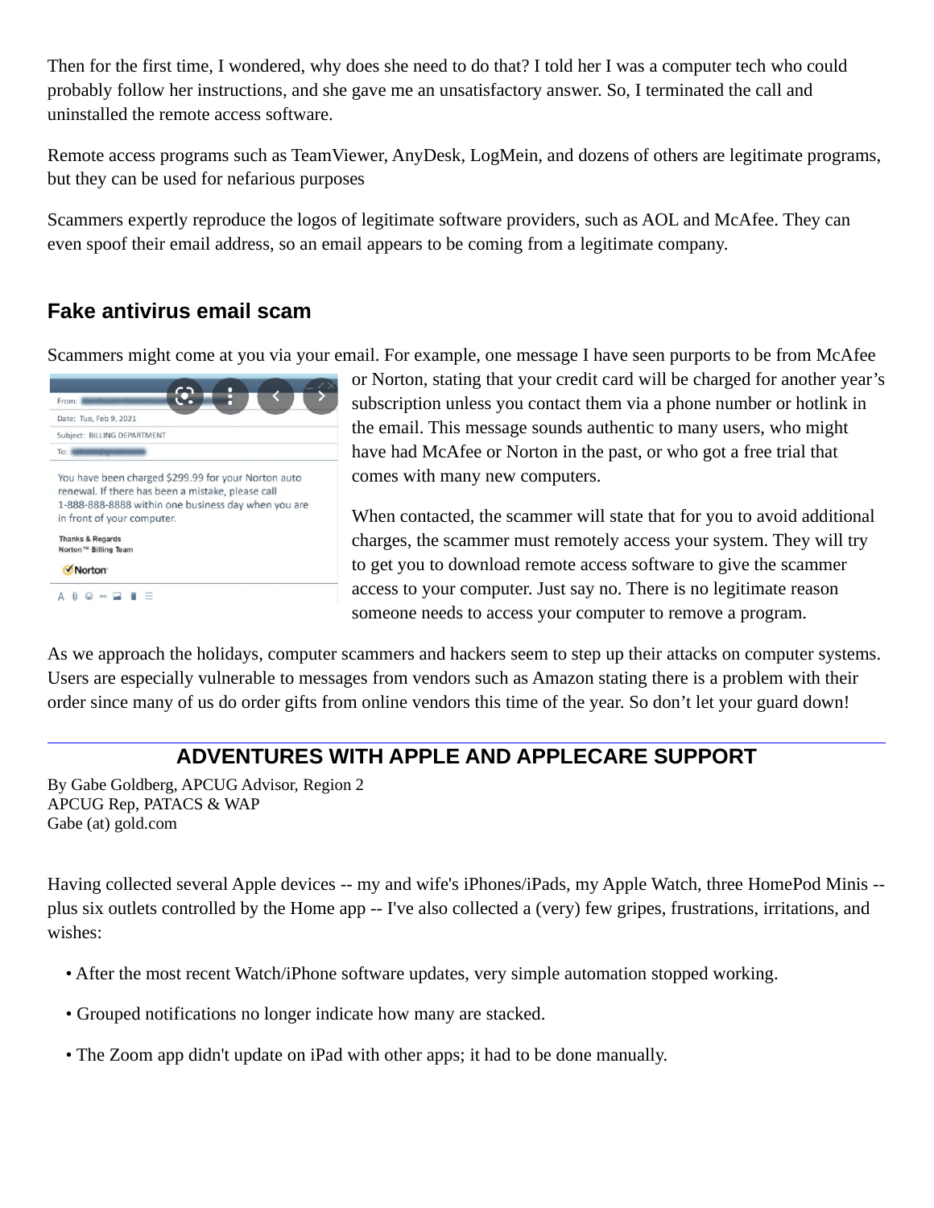Then for the first time, I wondered, why does she need to do that? I told her I was a computer tech who could probably follow her instructions, and she gave me an unsatisfactory answer. So, I terminated the call and uninstalled the remote access software.

Remote access programs such as TeamViewer, AnyDesk, LogMein, and dozens of others are legitimate programs, but they can be used for nefarious purposes

Scammers expertly reproduce the logos of legitimate software providers, such as AOL and McAfee. They can even spoof their email address, so an email appears to be coming from a legitimate company.

## Fake antivirus email scam

Scammers might come at you via your email. For example, one message I have seen purports to be from McAfee or Norton, stating that your credit card will be charged for another year's subscription unless you contact them via a phone number or hotlink in the email. This message sounds authentic to many users, who might have had McAfee or Norton in the past, or who got a free trial that comes with many new computers.

When contacted, the scammer will state that for you to avoid additional charges, the scammer must remotely access your system. They will try to get you to download remote access software to give the scammer access to your computer. Just say no. There is no legitimate reason someone needs to access your computer to remove a program.

As we approach the holidays, computer scammers and hackers seem to step up their attacks on computer systems. Users are especially vulnerable to messages from vendors such as Amazon stating there is a problem with their order since many of us do order gifts from online vendors this time of the year. So don't let your guard down!

---

## ADVENTURES WITH APPLE AND APPLECARE SUPPORT

By Gabe Goldberg, APCUG Advisor, Region 2
APCUG Rep, PATACS & WAP
Gabe (at) gold.com

Having collected several Apple devices -- my and wife's iPhones/iPads, my Apple Watch, three HomePod Minis -- plus six outlets controlled by the Home app -- I've also collected a (very) few gripes, frustrations, irritations, and wishes:

- After the most recent Watch/iPhone software updates, very simple automation stopped working.
- Grouped notifications no longer indicate how many are stacked.
- The Zoom app didn't update on iPad with other apps; it had to be done manually.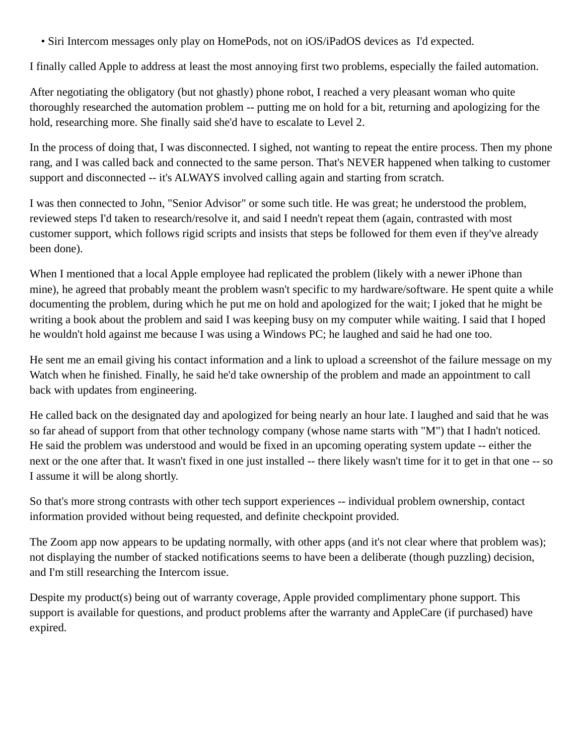- Siri Intercom messages only play on HomePods, not on iOS/iPadOS devices as I'd expected.

I finally called Apple to address at least the most annoying first two problems, especially the failed automation.

After negotiating the obligatory (but not ghastly) phone robot, I reached a very pleasant woman who quite thoroughly researched the automation problem -- putting me on hold for a bit, returning and apologizing for the hold, researching more. She finally said she'd have to escalate to Level 2.

In the process of doing that, I was disconnected. I sighed, not wanting to repeat the entire process. Then my phone rang, and I was called back and connected to the same person. That's NEVER happened when talking to customer support and disconnected -- it's ALWAYS involved calling again and starting from scratch.

I was then connected to John, "Senior Advisor" or some such title. He was great; he understood the problem, reviewed steps I'd taken to research/resolve it, and said I needn't repeat them (again, contrasted with most customer support, which follows rigid scripts and insists that steps be followed for them even if they've already been done).

When I mentioned that a local Apple employee had replicated the problem (likely with a newer iPhone than mine), he agreed that probably meant the problem wasn't specific to my hardware/software. He spent quite a while documenting the problem, during which he put me on hold and apologized for the wait; I joked that he might be writing a book about the problem and said I was keeping busy on my computer while waiting. I said that I hoped he wouldn't hold against me because I was using a Windows PC; he laughed and said he had one too.

He sent me an email giving his contact information and a link to upload a screenshot of the failure message on my Watch when he finished. Finally, he said he'd take ownership of the problem and made an appointment to call back with updates from engineering.

He called back on the designated day and apologized for being nearly an hour late. I laughed and said that he was so far ahead of support from that other technology company (whose name starts with "M") that I hadn't noticed. He said the problem was understood and would be fixed in an upcoming operating system update -- either the next or the one after that. It wasn't fixed in one just installed -- there likely wasn't time for it to get in that one -- so I assume it will be along shortly.

So that's more strong contrasts with other tech support experiences -- individual problem ownership, contact information provided without being requested, and definite checkpoint provided.

The Zoom app now appears to be updating normally, with other apps (and it's not clear where that problem was); not displaying the number of stacked notifications seems to have been a deliberate (though puzzling) decision, and I'm still researching the Intercom issue.

Despite my product(s) being out of warranty coverage, Apple provided complimentary phone support. This support is available for questions, and product problems after the warranty and AppleCare (if purchased) have expired.